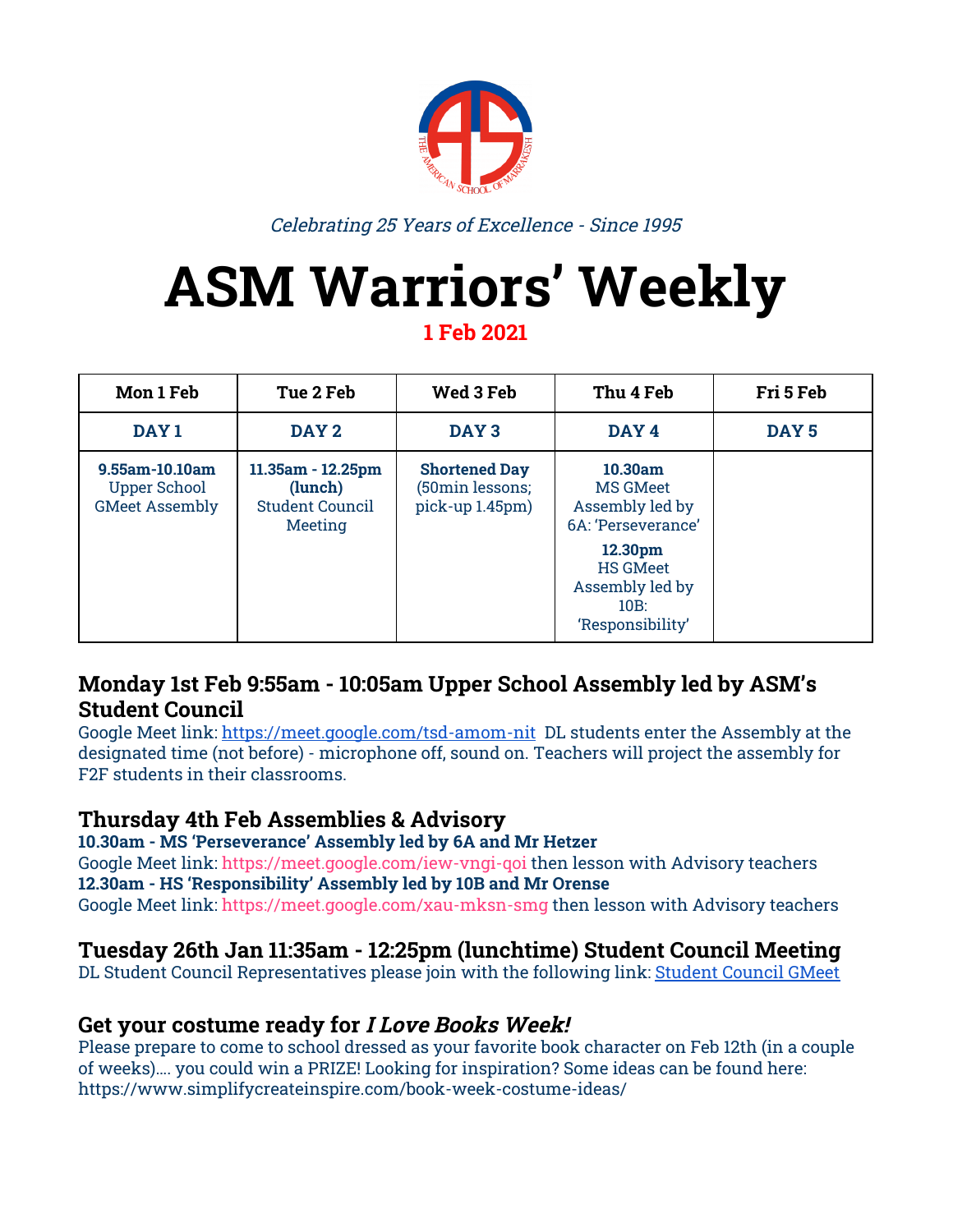*Celebrating 25 Years of Excellence - Since 1995*

# ASM Warriors' Weekly

**1 Feb 2021**

| Mon 1 Feb | Tue 2 Feb | Wed 3 Feb | Thu 4 Feb | Fri 5 Feb |
|---|---|---|---|---|
| **DAY 1** | **DAY 2** | **DAY 3** | **DAY 4** | **DAY 5** |
| **9.55am-10.10am** Upper School GMeet Assembly | **11.35am - 12.25pm (lunch)** Student Council Meeting | **Shortened Day** (50min lessons; pick-up 1.45pm) | **10.30am** MS GMeet Assembly led by 6A: 'Perseverance' **12.30pm** HS GMeet Assembly led by 10B: 'Responsibility' | |

## Monday 1st Feb 9:55am - 10:05am Upper School Assembly led by ASM's Student Council

Google Meet link: https://meet.google.com/tsd-amom-nit DL students enter the Assembly at the designated time (not before) - microphone off, sound on. Teachers will project the assembly for F2F students in their classrooms.

## Thursday 4th Feb Assemblies & Advisory

**10.30am - MS 'Perseverance' Assembly led by 6A and Mr Hetzer**

Google Meet link: https://meet.google.com/iew-vngi-qoi then lesson with Advisory teachers

**12.30am - HS 'Responsibility' Assembly led by 10B and Mr Orense**

Google Meet link: https://meet.google.com/xau-mksn-smg then lesson with Advisory teachers

## Tuesday 26th Jan 11:35am - 12:25pm (lunchtime) Student Council Meeting

DL Student Council Representatives please join with the following link: Student Council GMeet

## Get your costume ready for *I Love Books Week!*

Please prepare to come to school dressed as your favorite book character on Feb 12th (in a couple of weeks)…. you could win a PRIZE! Looking for inspiration? Some ideas can be found here: https://www.simplifycreateinspire.com/book-week-costume-ideas/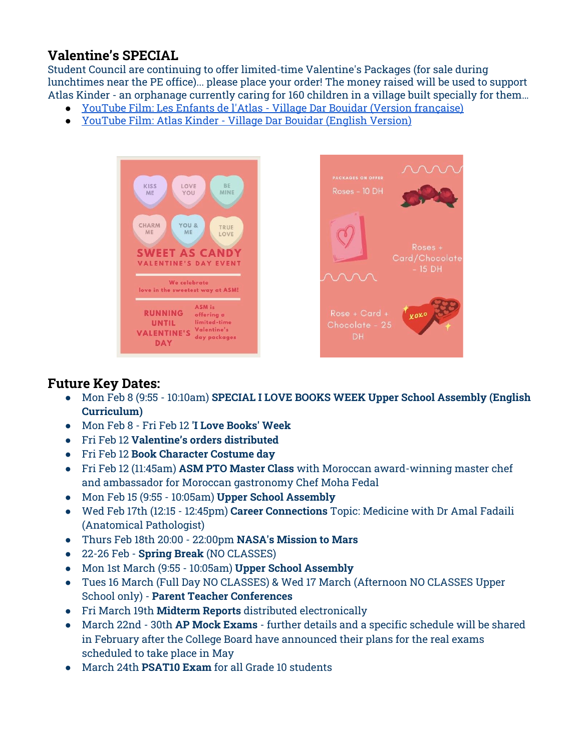## Valentine's SPECIAL

Student Council are continuing to offer limited-time Valentine's Packages (for sale during lunchtimes near the PE office)... please place your order! The money raised will be used to support Atlas Kinder - an orphanage currently caring for 160 children in a village built specially for them...

- YouTube Film: Les Enfants de l'Atlas - Village Dar Bouidar (Version française)
- YouTube Film: Atlas Kinder - Village Dar Bouidar (English Version)

## Future Key Dates:

- Mon Feb 8 (9:55 - 10:10am) **SPECIAL I LOVE BOOKS WEEK Upper School Assembly (English Curriculum)**
- Mon Feb 8 - Fri Feb 12 **'I Love Books' Week**
- Fri Feb 12 **Valentine's orders distributed**
- Fri Feb 12 **Book Character Costume day**
- Fri Feb 12 (11:45am) **ASM PTO Master Class** with Moroccan award-winning master chef and ambassador for Moroccan gastronomy Chef Moha Fedal
- Mon Feb 15 (9:55 - 10:05am) **Upper School Assembly**
- Wed Feb 17th (12:15 - 12:45pm) **Career Connections** Topic: Medicine with Dr Amal Fadaili (Anatomical Pathologist)
- Thurs Feb 18th 20:00 - 22:00pm **NASA's Mission to Mars**
- 22-26 Feb - **Spring Break** (NO CLASSES)
- Mon 1st March (9:55 - 10:05am) **Upper School Assembly**
- Tues 16 March (Full Day NO CLASSES) & Wed 17 March (Afternoon NO CLASSES Upper School only) - **Parent Teacher Conferences**
- Fri March 19th **Midterm Reports** distributed electronically
- March 22nd - 30th **AP Mock Exams** - further details and a specific schedule will be shared in February after the College Board have announced their plans for the real exams scheduled to take place in May
- March 24th **PSAT10 Exam** for all Grade 10 students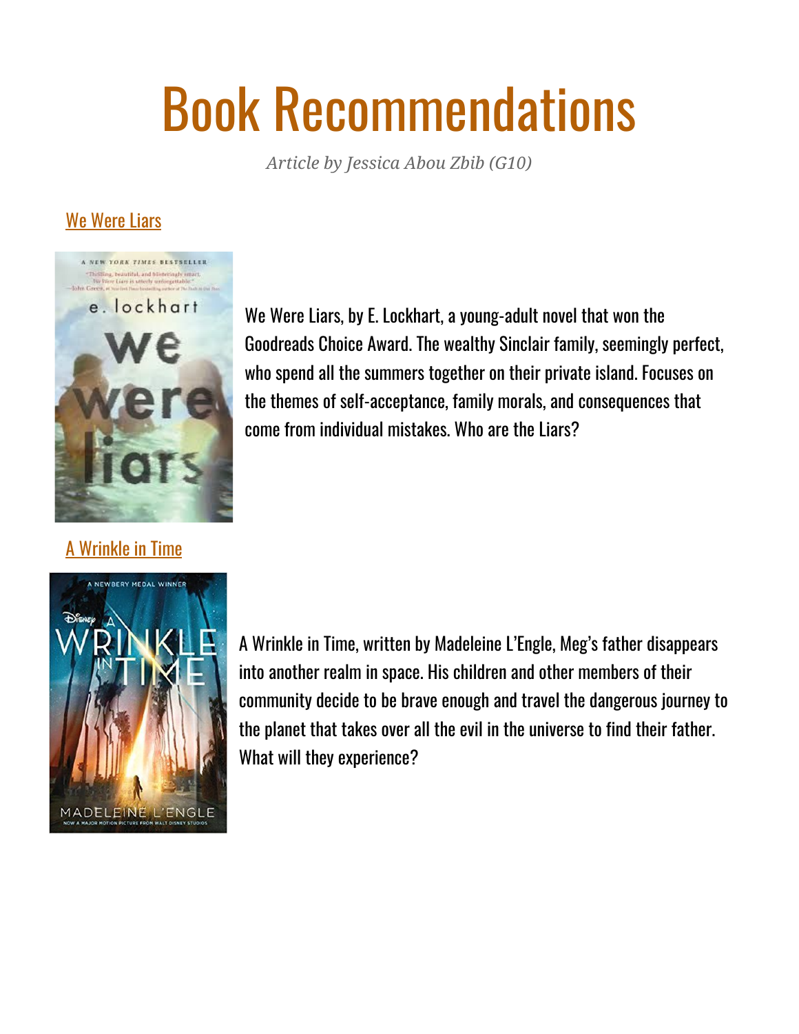# Book Recommendations

*Article by Jessica Abou Zbib (G10)*

## We Were Liars

We Were Liars, by E. Lockhart, a young-adult novel that won the Goodreads Choice Award. The wealthy Sinclair family, seemingly perfect, who spend all the summers together on their private island. Focuses on the themes of self-acceptance, family morals, and consequences that come from individual mistakes. Who are the Liars?

## A Wrinkle in Time

A Wrinkle in Time, written by Madeleine L'Engle, Meg's father disappears into another realm in space. His children and other members of their community decide to be brave enough and travel the dangerous journey to the planet that takes over all the evil in the universe to find their father. What will they experience?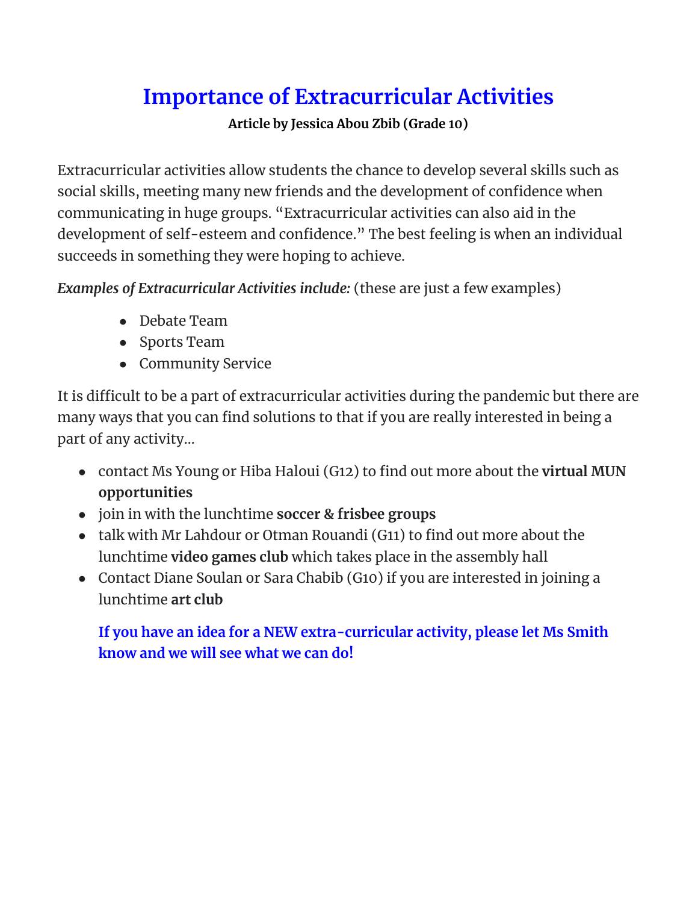# Importance of Extracurricular Activities

**Article by Jessica Abou Zbib (Grade 10)**

Extracurricular activities allow students the chance to develop several skills such as social skills, meeting many new friends and the development of confidence when communicating in huge groups. "Extracurricular activities can also aid in the development of self-esteem and confidence." The best feeling is when an individual succeeds in something they were hoping to achieve.

***Examples of Extracurricular Activities include:*** (these are just a few examples)

- Debate Team
- Sports Team
- Community Service

It is difficult to be a part of extracurricular activities during the pandemic but there are many ways that you can find solutions to that if you are really interested in being a part of any activity...

- contact Ms Young or Hiba Haloui (G12) to find out more about the **virtual MUN opportunities**
- join in with the lunchtime **soccer & frisbee groups**
- talk with Mr Lahdour or Otman Rouandi (G11) to find out more about the lunchtime **video games club** which takes place in the assembly hall
- Contact Diane Soulan or Sara Chabib (G10) if you are interested in joining a lunchtime **art club**

**If you have an idea for a NEW extra-curricular activity, please let Ms Smith know and we will see what we can do!**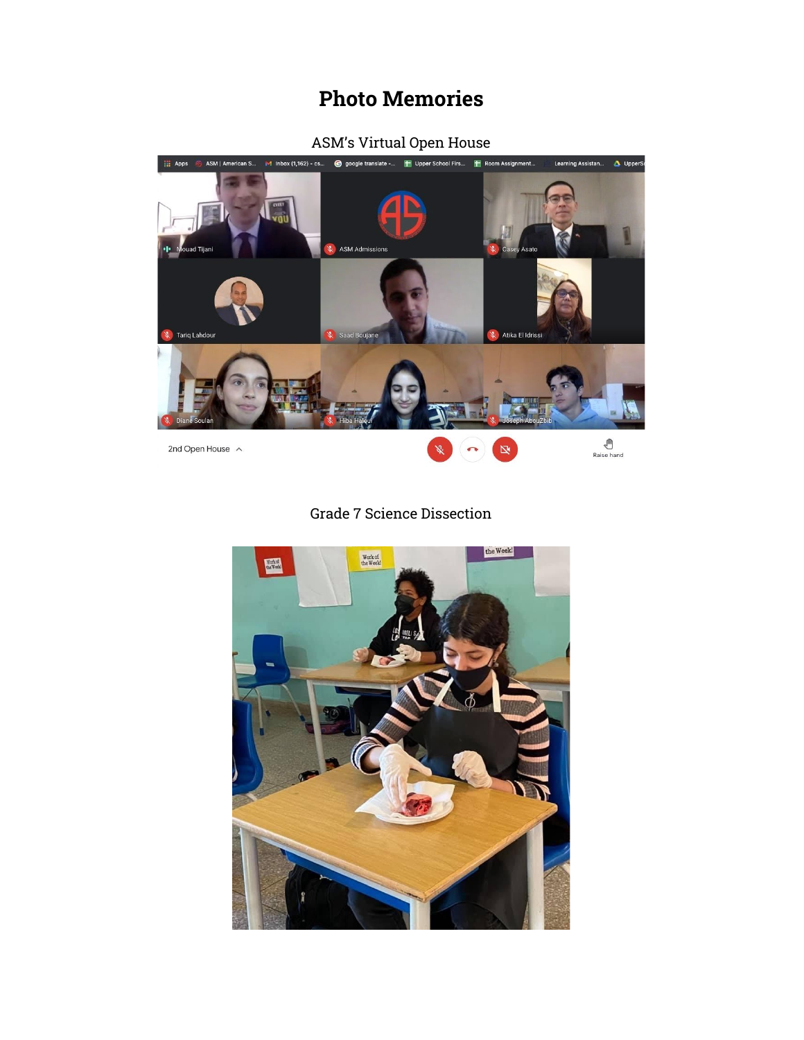# Photo Memories

ASM's Virtual Open House

Grade 7 Science Dissection